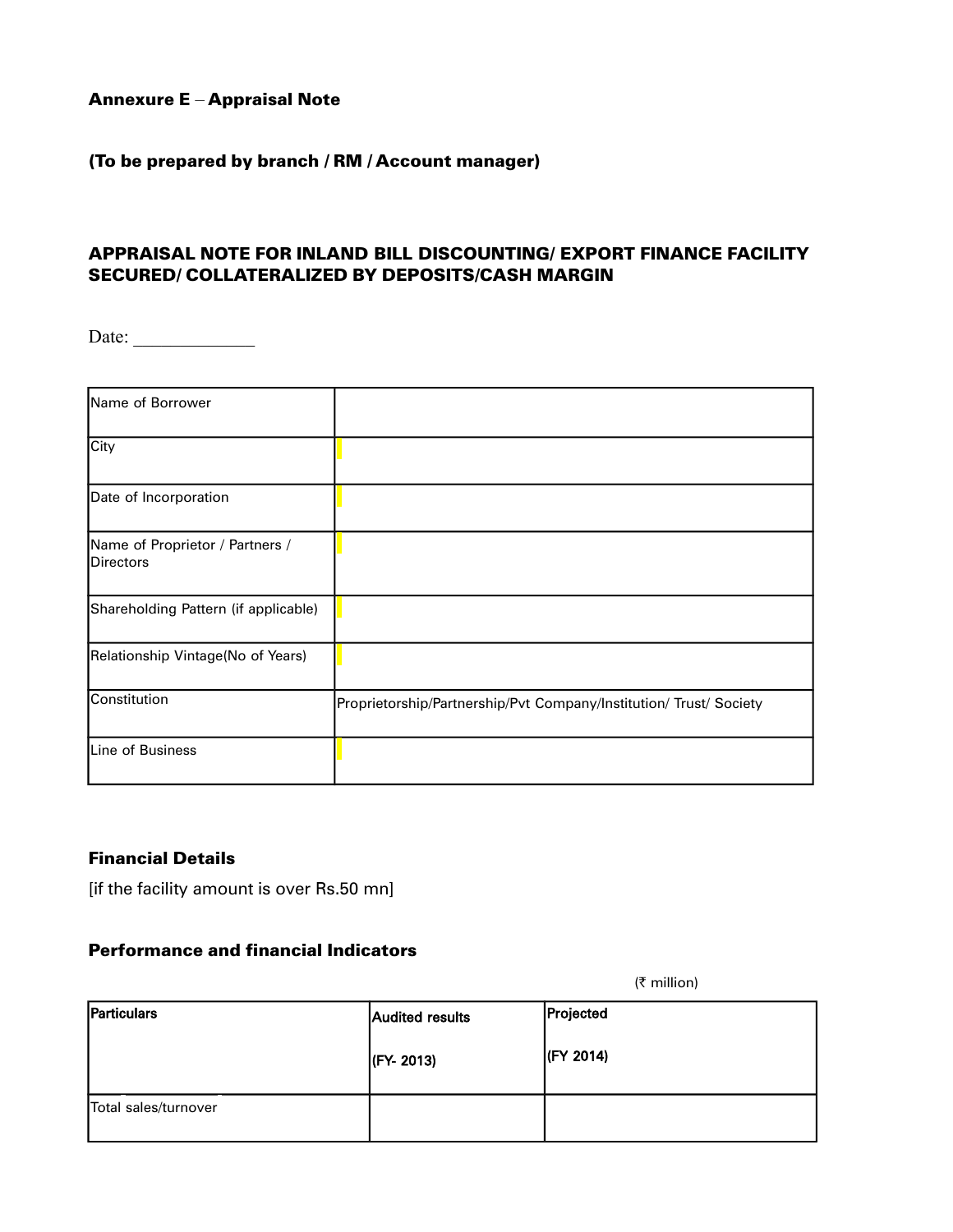**Annexure E – Appraisal Note**

**(To be prepared by branch / RM / Account manager)**

## APPRAISAL NOTE FOR INLAND BILL DISCOUNTING/ EXPORT FINANCE FACILITY SECURED/ COLLATERALIZED BY DEPOSITS/CASH MARGIN

Date: _____________

| | |
|---|---|
| Name of Borrower | |
| City | |
| Date of Incorporation | |
| Name of Proprietor / Partners / Directors | |
| Shareholding Pattern (if applicable) | |
| Relationship Vintage(No of Years) | |
| Constitution | Proprietorship/Partnership/Pvt Company/Institution/ Trust/ Society |
| Line of Business | |

### Financial Details

[if the facility amount is over Rs.50 mn]

### Performance and financial Indicators

(₹ million)

| Particulars | Audited results (FY- 2013) | Projected (FY 2014) |
|---|---|---|
| Total sales/turnover | | |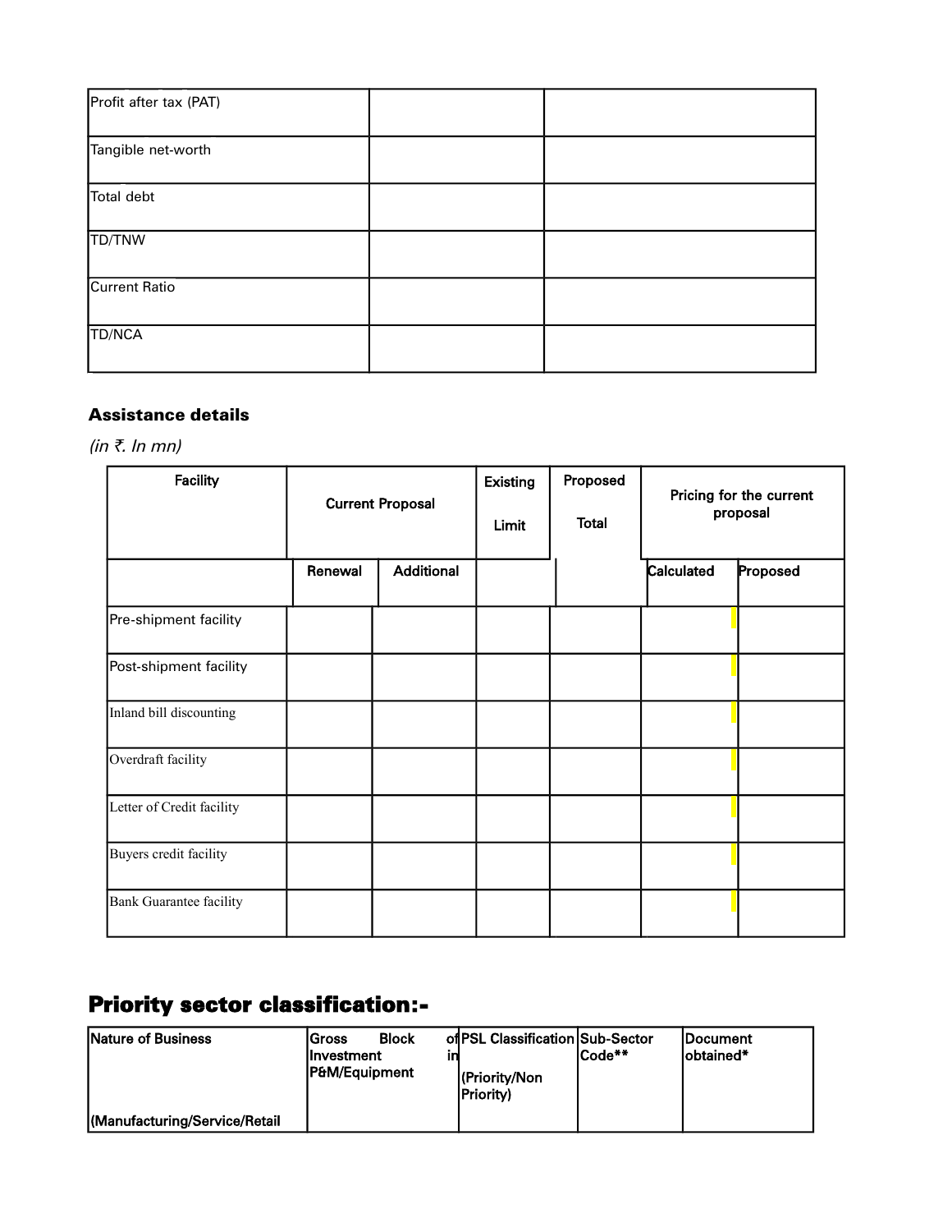| Profit after tax (PAT) | | |
|---|---|---|
| Tangible net-worth | | |
| Total debt | | |
| TD/TNW | | |
| Current Ratio | | |
| TD/NCA | | |

### Assistance details

*(in ₹. In mn)*

| Facility | Current Proposal | | Existing Limit | Proposed Total | Pricing for the current proposal | |
|---|---|---|---|---|---|---|
| | Renewal | Additional | | | Calculated | Proposed |
| Pre-shipment facility | | | | | | |
| Post-shipment facility | | | | | | |
| Inland bill discounting | | | | | | |
| Overdraft facility | | | | | | |
| Letter of Credit facility | | | | | | |
| Buyers credit facility | | | | | | |
| Bank Guarantee facility | | | | | | |

## Priority sector classification:-

| Nature of Business (Manufacturing/Service/Retail | Gross Block of Investment in P&M/Equipment | PSL Classification (Priority/Non Priority) | Sub-Sector Code** | Document obtained* |
|---|---|---|---|---|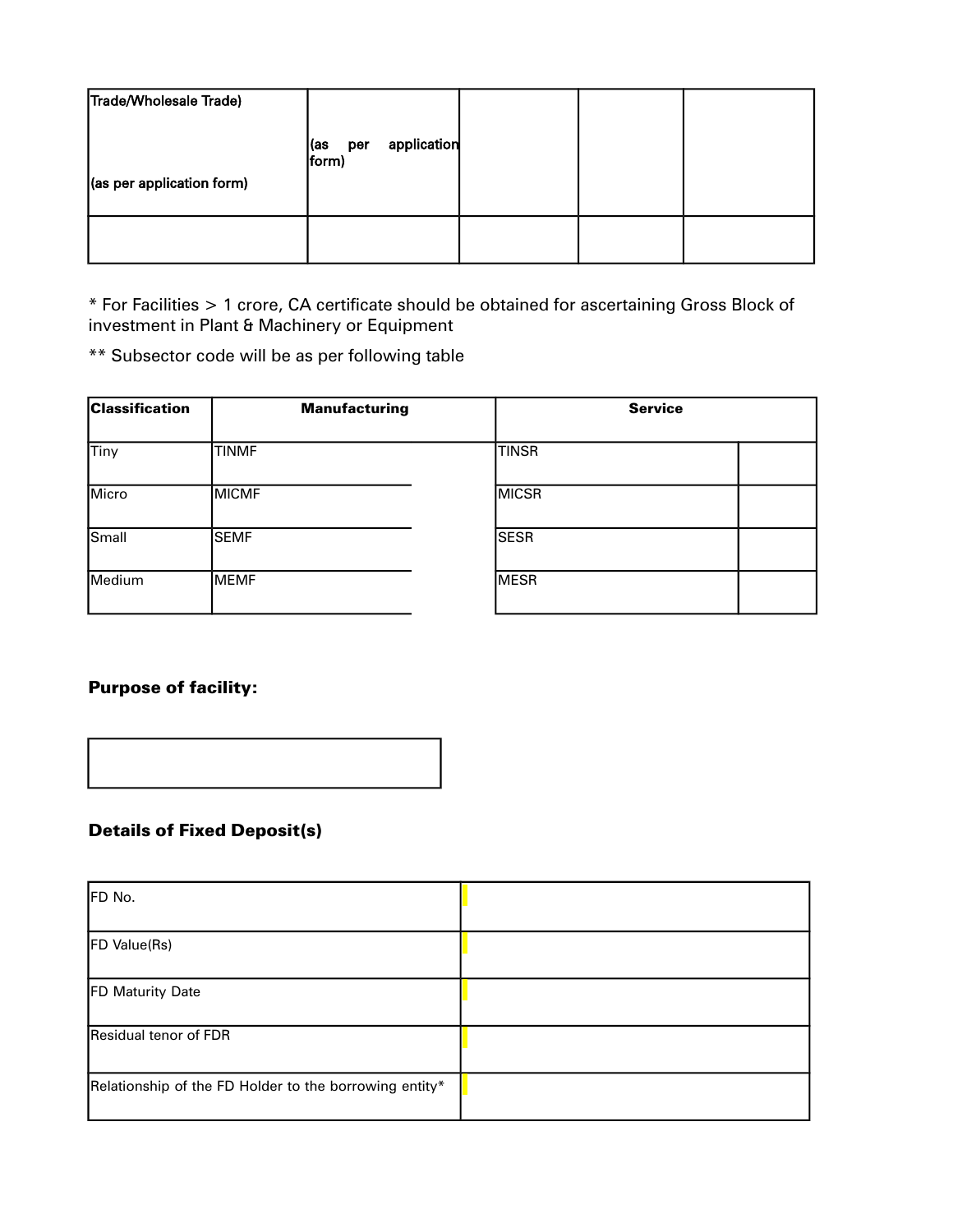| Trade/Wholesale Trade)<br><br>(as per application form) | (as per application form) | | | |
|---|---|---|---|---|
| | | | | |

* For Facilities > 1 crore, CA certificate should be obtained for ascertaining Gross Block of investment in Plant & Machinery or Equipment

** Subsector code will be as per following table

| Classification | Manufacturing | Service | |
|---|---|---|---|
| Tiny | TINMF | TINSR | |
| Micro | MICMF | MICSR | |
| Small | SEMF | SESR | |
| Medium | MEMF | MESR | |

**Purpose of facility:**

| |
|---|
| |

**Details of Fixed Deposit(s)**

| | |
|---|---|
| FD No. | |
| FD Value(Rs) | |
| FD Maturity Date | |
| Residual tenor of FDR | |
| Relationship of the FD Holder to the borrowing entity* | |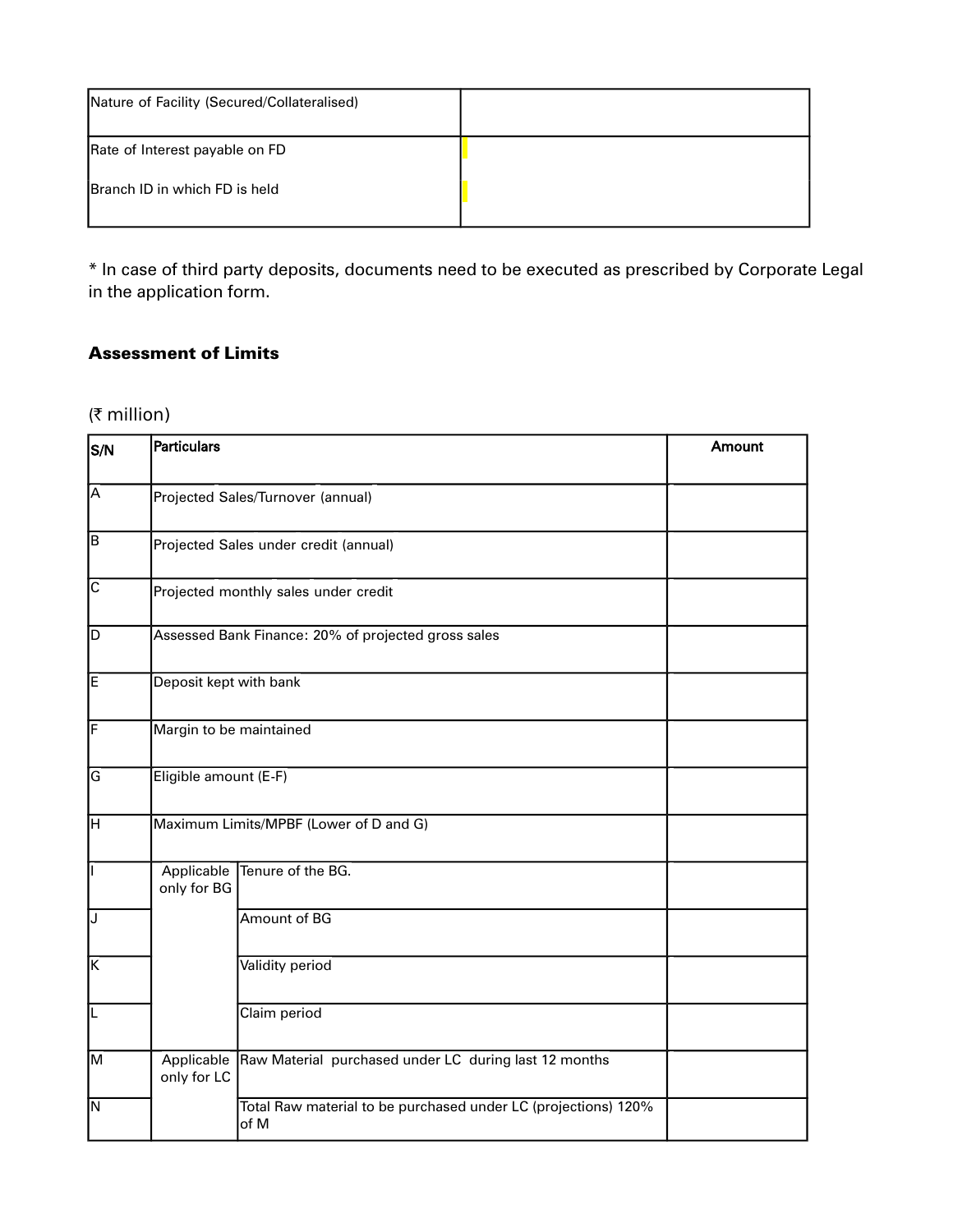| Nature of Facility (Secured/Collateralised) | |
|---|---|
| Rate of Interest payable on FD<br><br>Branch ID in which FD is held | |

* In case of third party deposits, documents need to be executed as prescribed by Corporate Legal in the application form.

### Assessment of Limits

(₹ million)

| S/N | Particulars | | Amount |
|---|---|---|---|
| A | Projected Sales/Turnover (annual) | | |
| B | Projected Sales under credit (annual) | | |
| C | Projected monthly sales under credit | | |
| D | Assessed Bank Finance: 20% of projected gross sales | | |
| E | Deposit kept with bank | | |
| F | Margin to be maintained | | |
| G | Eligible amount (E-F) | | |
| H | Maximum Limits/MPBF (Lower of D and G) | | |
| I | Applicable only for BG | Tenure of the BG. | |
| J | | Amount of BG | |
| K | | Validity period | |
| L | | Claim period | |
| M | Applicable only for LC | Raw Material purchased under LC during last 12 months | |
| N | | Total Raw material to be purchased under LC (projections) 120% of M | |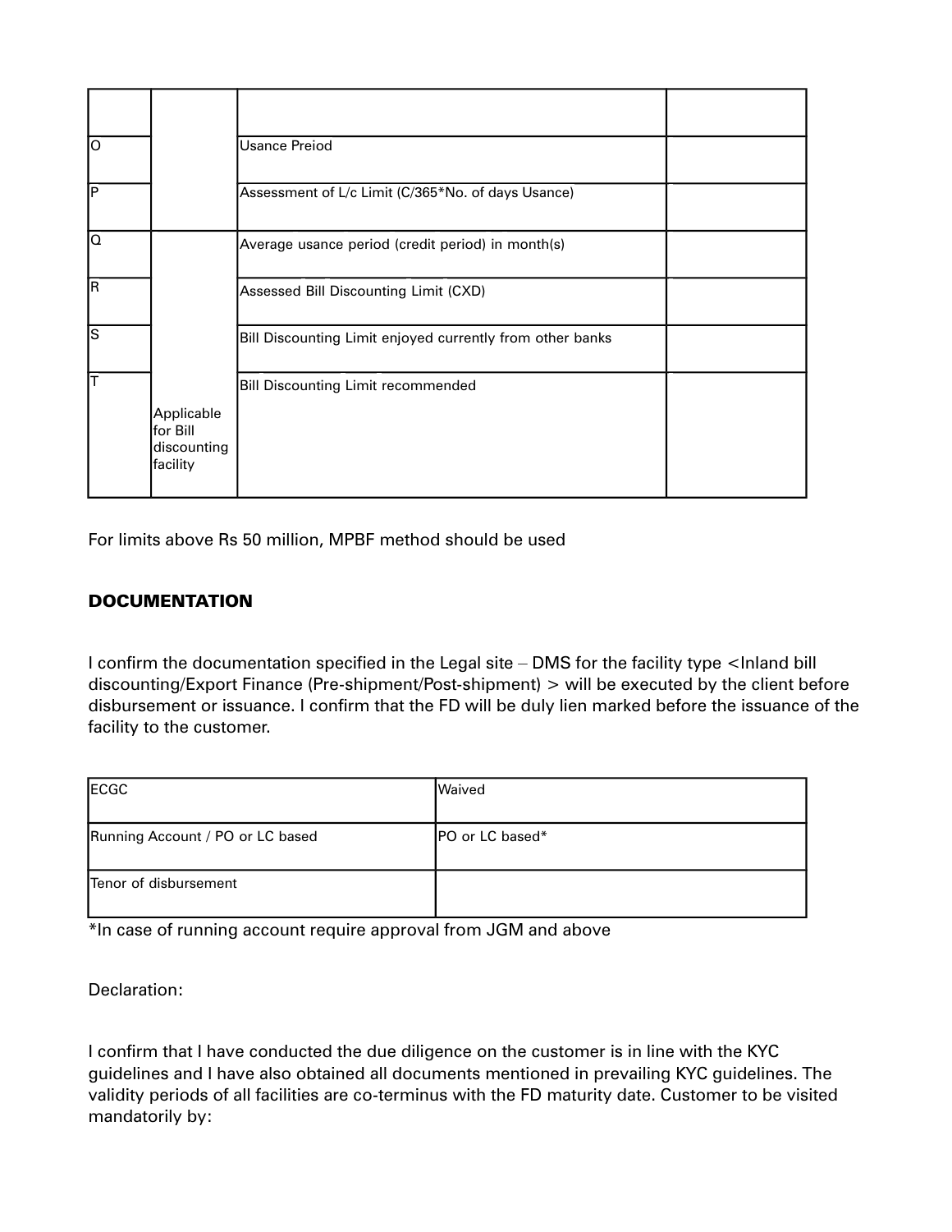| | | | |
|---|---|---|---|
| O | | Usance Preiod | |
| P | | Assessment of L/c Limit (C/365*No. of days Usance) | |
| Q | Applicable for Bill discounting facility | Average usance period (credit period) in month(s) | |
| R | | Assessed Bill Discounting Limit (CXD) | |
| S | | Bill Discounting Limit enjoyed currently from other banks | |
| T | | Bill Discounting Limit recommended | |

For limits above Rs 50 million, MPBF method should be used

**DOCUMENTATION**

I confirm the documentation specified in the Legal site – DMS for the facility type <Inland bill discounting/Export Finance (Pre-shipment/Post-shipment) > will be executed by the client before disbursement or issuance. I confirm that the FD will be duly lien marked before the issuance of the facility to the customer.

| | |
|---|---|
| ECGC | Waived |
| Running Account / PO or LC based | PO or LC based* |
| Tenor of disbursement | |

*In case of running account require approval from JGM and above

Declaration:

I confirm that I have conducted the due diligence on the customer is in line with the KYC guidelines and I have also obtained all documents mentioned in prevailing KYC guidelines. The validity periods of all facilities are co-terminus with the FD maturity date. Customer to be visited mandatorily by: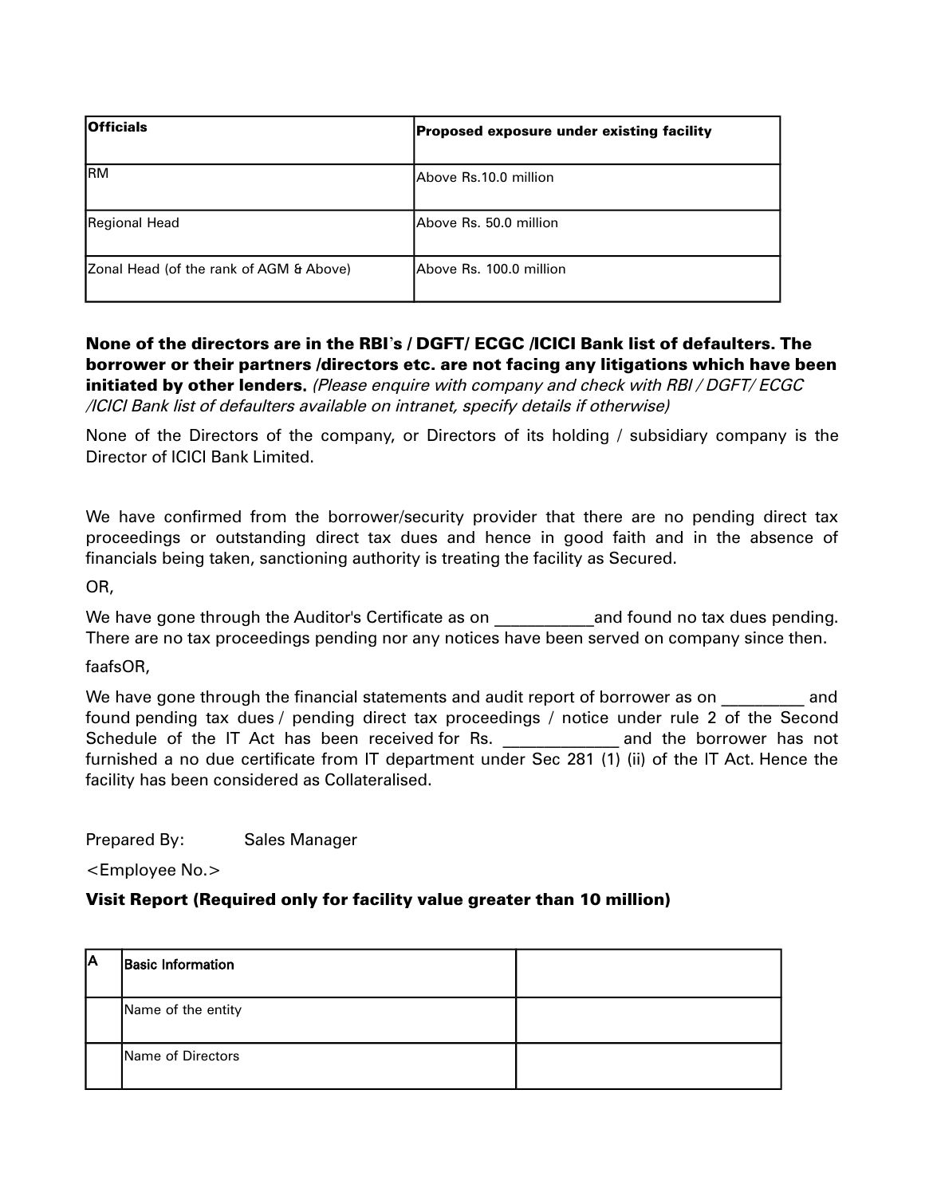| Officials | Proposed exposure under existing facility |
|---|---|
| RM | Above Rs.10.0 million |
| Regional Head | Above Rs. 50.0 million |
| Zonal Head (of the rank of AGM & Above) | Above Rs. 100.0 million |

**None of the directors are in the RBI's / DGFT/ ECGC /ICICI Bank list of defaulters. The borrower or their partners /directors etc. are not facing any litigations which have been initiated by other lenders.** *(Please enquire with company and check with RBI / DGFT/ ECGC /ICICI Bank list of defaulters available on intranet, specify details if otherwise)*

None of the Directors of the company, or Directors of its holding / subsidiary company is the Director of ICICI Bank Limited.

We have confirmed from the borrower/security provider that there are no pending direct tax proceedings or outstanding direct tax dues and hence in good faith and in the absence of financials being taken, sanctioning authority is treating the facility as Secured.

OR,

We have gone through the Auditor's Certificate as on ___________and found no tax dues pending. There are no tax proceedings pending nor any notices have been served on company since then.

faafsOR,

We have gone through the financial statements and audit report of borrower as on _________ and found pending tax dues / pending direct tax proceedings / notice under rule 2 of the Second Schedule of the IT Act has been received for Rs. _____________ and the borrower has not furnished a no due certificate from IT department under Sec 281 (1) (ii) of the IT Act. Hence the facility has been considered as Collateralised.

Prepared By: Sales Manager

<Employee No.>

**Visit Report (Required only for facility value greater than 10 million)**

| A | Basic Information | |
|---|---|---|
| | Name of the entity | |
| | Name of Directors | |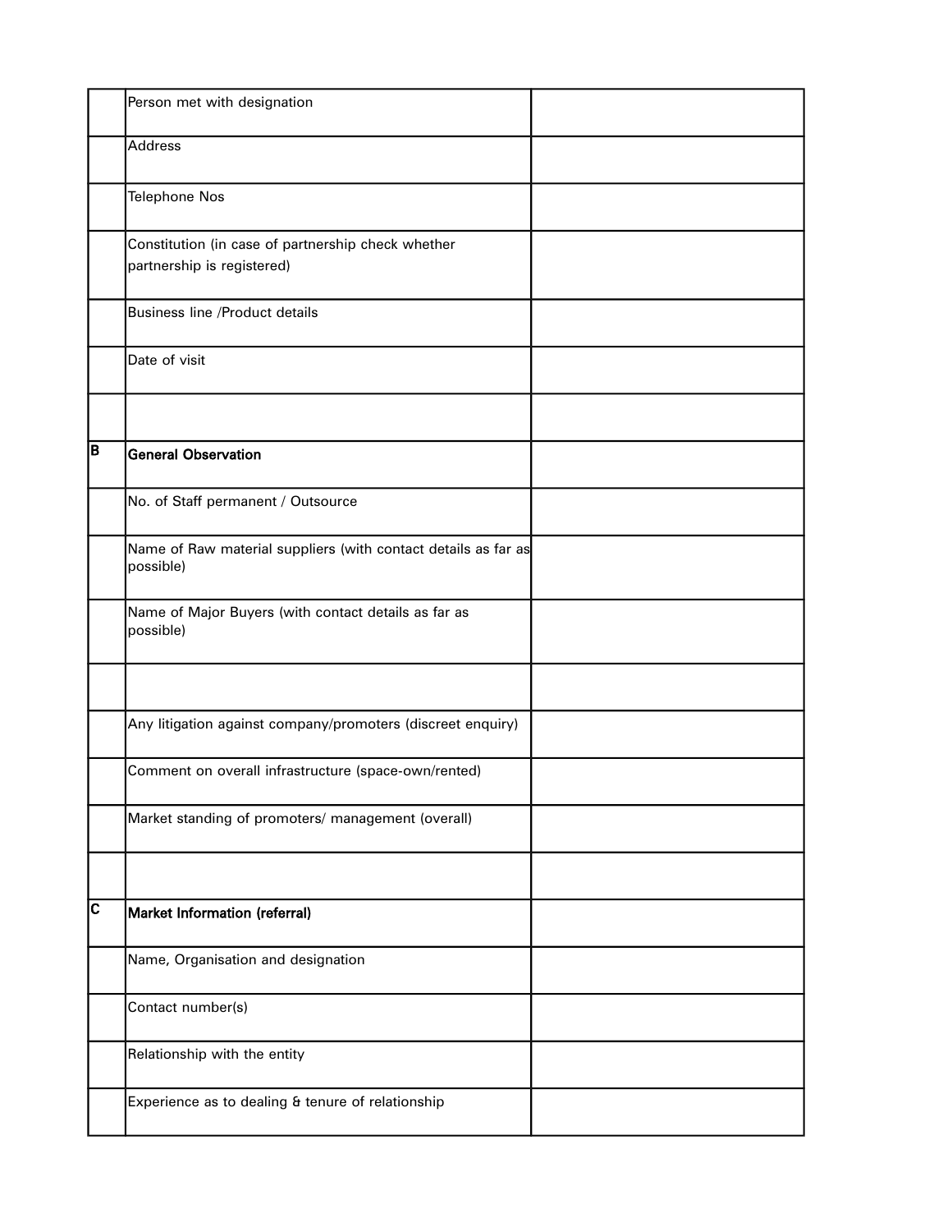| | | |
|---|---|---|
| | Person met with designation | |
| | Address | |
| | Telephone Nos | |
| | Constitution (in case of partnership check whether partnership is registered) | |
| | Business line /Product details | |
| | Date of visit | |
| | | |
| **B** | **General Observation** | |
| | No. of Staff permanent / Outsource | |
| | Name of Raw material suppliers (with contact details as far as possible) | |
| | Name of Major Buyers (with contact details as far as possible) | |
| | | |
| | Any litigation against company/promoters (discreet enquiry) | |
| | Comment on overall infrastructure (space-own/rented) | |
| | Market standing of promoters/ management (overall) | |
| | | |
| **C** | **Market Information (referral)** | |
| | Name, Organisation and designation | |
| | Contact number(s) | |
| | Relationship with the entity | |
| | Experience as to dealing & tenure of relationship | |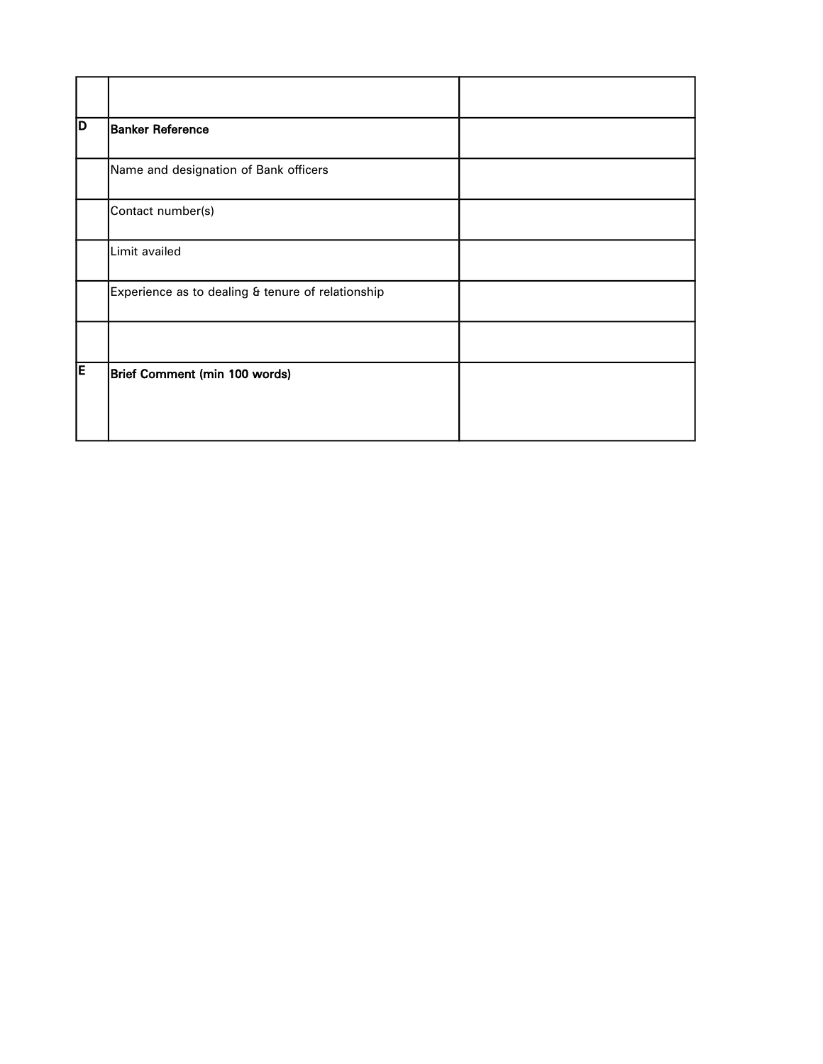| | | |
|---|---|---|
| | | |
| D | **Banker Reference** | |
| | Name and designation of Bank officers | |
| | Contact number(s) | |
| | Limit availed | |
| | Experience as to dealing & tenure of relationship | |
| | | |
| E | **Brief Comment (min 100 words)** | |